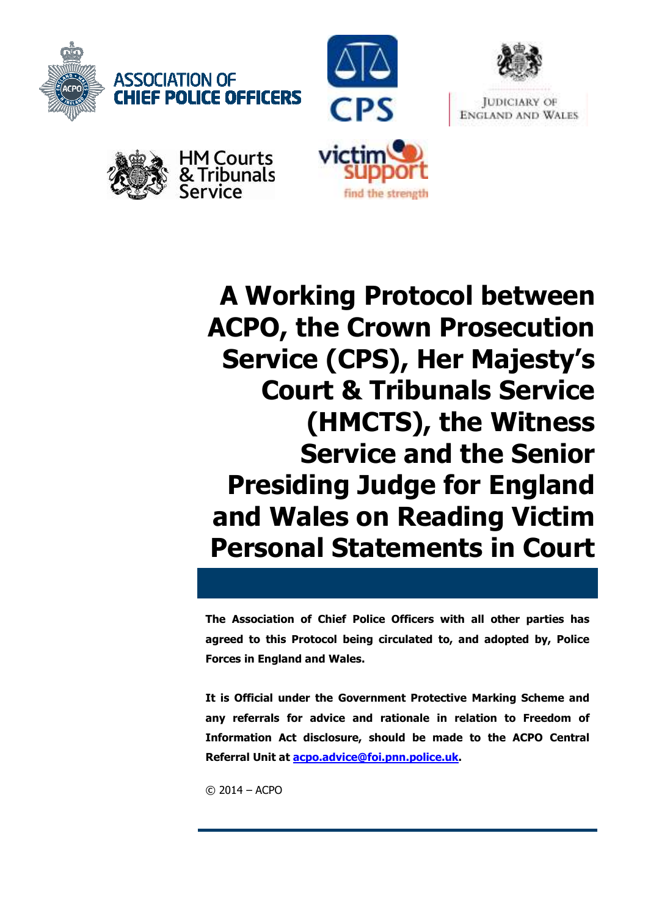ASSOCIATION OF CHIEF POLICE OFFICERS

CPS

JUDICIARY OF ENGLAND AND WALES

HM Courts & Tribunals Service

victim support find the strength

# A Working Protocol between ACPO, the Crown Prosecution Service (CPS), Her Majesty's Court & Tribunals Service (HMCTS), the Witness Service and the Senior Presiding Judge for England and Wales on Reading Victim Personal Statements in Court

**The Association of Chief Police Officers with all other parties has agreed to this Protocol being circulated to, and adopted by, Police Forces in England and Wales.**

**It is Official under the Government Protective Marking Scheme and any referrals for advice and rationale in relation to Freedom of Information Act disclosure, should be made to the ACPO Central Referral Unit at [acpo.advice@foi.pnn.police.uk](mailto:acpo.advice@foi.pnn.police.uk).**

© 2014 – ACPO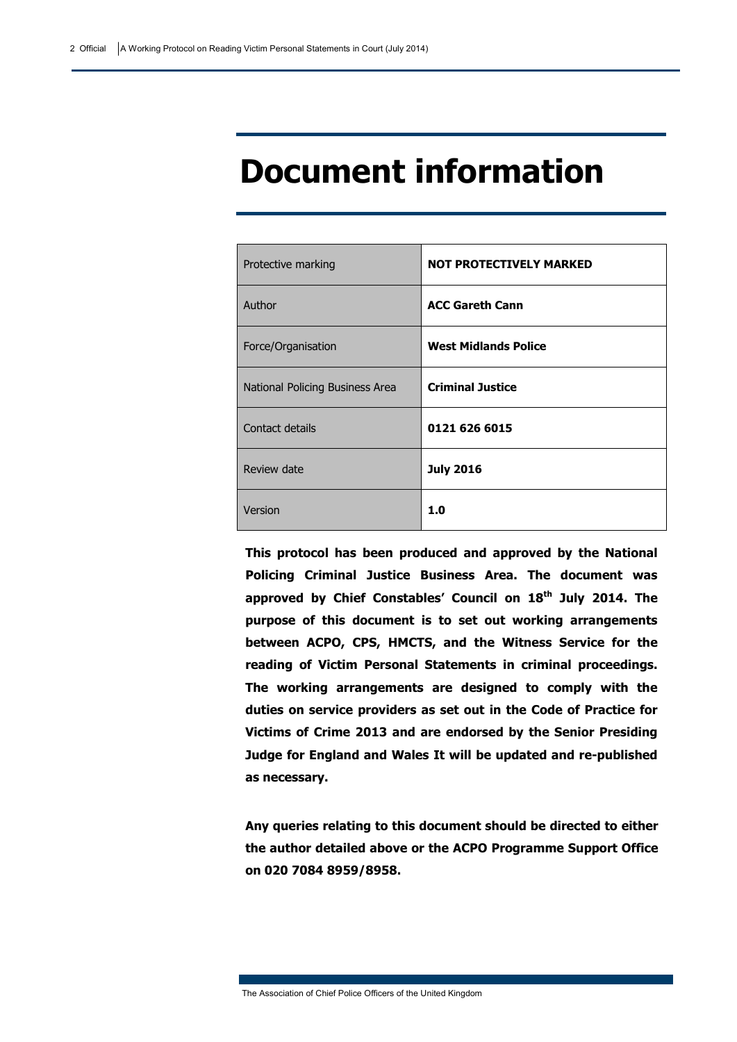# Document information

| Protective marking | **NOT PROTECTIVELY MARKED** |
| --- | --- |
| Author | **ACC Gareth Cann** |
| Force/Organisation | **West Midlands Police** |
| National Policing Business Area | **Criminal Justice** |
| Contact details | **0121 626 6015** |
| Review date | **July 2016** |
| Version | **1.0** |

**This protocol has been produced and approved by the National Policing Criminal Justice Business Area. The document was approved by Chief Constables' Council on 18th July 2014. The purpose of this document is to set out working arrangements between ACPO, CPS, HMCTS, and the Witness Service for the reading of Victim Personal Statements in criminal proceedings. The working arrangements are designed to comply with the duties on service providers as set out in the Code of Practice for Victims of Crime 2013 and are endorsed by the Senior Presiding Judge for England and Wales It will be updated and re-published as necessary.**

**Any queries relating to this document should be directed to either the author detailed above or the ACPO Programme Support Office on 020 7084 8959/8958.**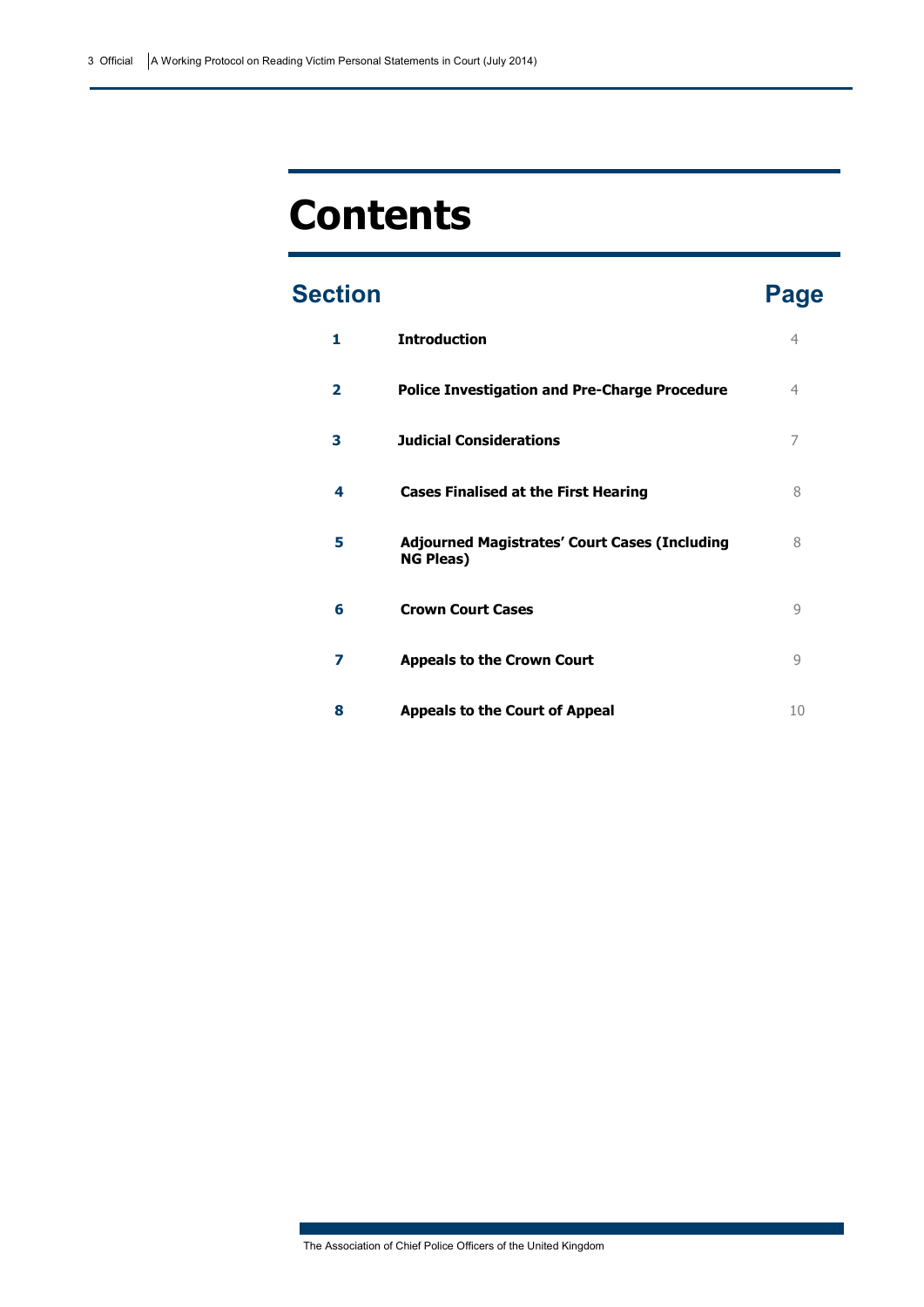# Contents

| Section | | Page |
| --- | --- | --- |
| 1 | **Introduction** | 4 |
| 2 | **Police Investigation and Pre-Charge Procedure** | 4 |
| 3 | **Judicial Considerations** | 7 |
| 4 | **Cases Finalised at the First Hearing** | 8 |
| 5 | **Adjourned Magistrates' Court Cases (Including NG Pleas)** | 8 |
| 6 | **Crown Court Cases** | 9 |
| 7 | **Appeals to the Crown Court** | 9 |
| 8 | **Appeals to the Court of Appeal** | 10 |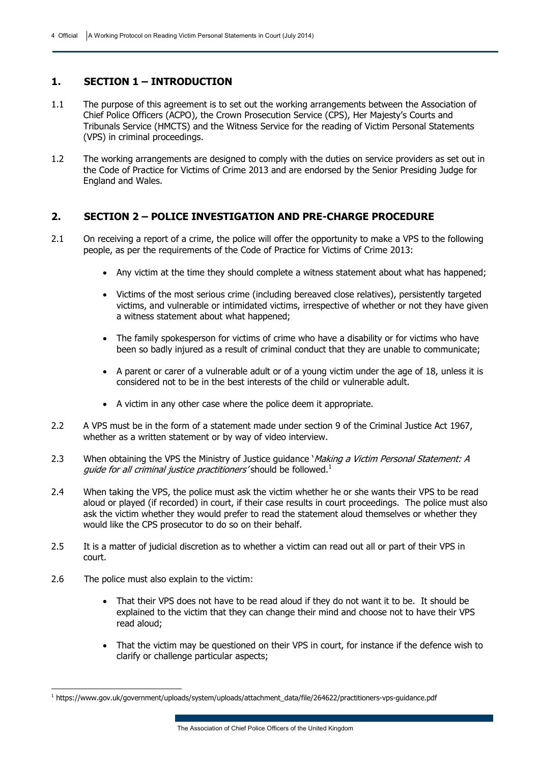## 1. SECTION 1 – INTRODUCTION

1.1 The purpose of this agreement is to set out the working arrangements between the Association of Chief Police Officers (ACPO), the Crown Prosecution Service (CPS), Her Majesty's Courts and Tribunals Service (HMCTS) and the Witness Service for the reading of Victim Personal Statements (VPS) in criminal proceedings.

1.2 The working arrangements are designed to comply with the duties on service providers as set out in the Code of Practice for Victims of Crime 2013 and are endorsed by the Senior Presiding Judge for England and Wales.

## 2. SECTION 2 – POLICE INVESTIGATION AND PRE-CHARGE PROCEDURE

2.1 On receiving a report of a crime, the police will offer the opportunity to make a VPS to the following people, as per the requirements of the Code of Practice for Victims of Crime 2013:

- Any victim at the time they should complete a witness statement about what has happened;
- Victims of the most serious crime (including bereaved close relatives), persistently targeted victims, and vulnerable or intimidated victims, irrespective of whether or not they have given a witness statement about what happened;
- The family spokesperson for victims of crime who have a disability or for victims who have been so badly injured as a result of criminal conduct that they are unable to communicate;
- A parent or carer of a vulnerable adult or of a young victim under the age of 18, unless it is considered not to be in the best interests of the child or vulnerable adult.
- A victim in any other case where the police deem it appropriate.

2.2 A VPS must be in the form of a statement made under section 9 of the Criminal Justice Act 1967, whether as a written statement or by way of video interview.

2.3 When obtaining the VPS the Ministry of Justice guidance '*Making a Victim Personal Statement: A guide for all criminal justice practitioners'* should be followed.[1]

2.4 When taking the VPS, the police must ask the victim whether he or she wants their VPS to be read aloud or played (if recorded) in court, if their case results in court proceedings. The police must also ask the victim whether they would prefer to read the statement aloud themselves or whether they would like the CPS prosecutor to do so on their behalf.

2.5 It is a matter of judicial discretion as to whether a victim can read out all or part of their VPS in court.

2.6 The police must also explain to the victim:

- That their VPS does not have to be read aloud if they do not want it to be. It should be explained to the victim that they can change their mind and choose not to have their VPS read aloud;
- That the victim may be questioned on their VPS in court, for instance if the defence wish to clarify or challenge particular aspects;

---

[1] https://www.gov.uk/government/uploads/system/uploads/attachment_data/file/264622/practitioners-vps-guidance.pdf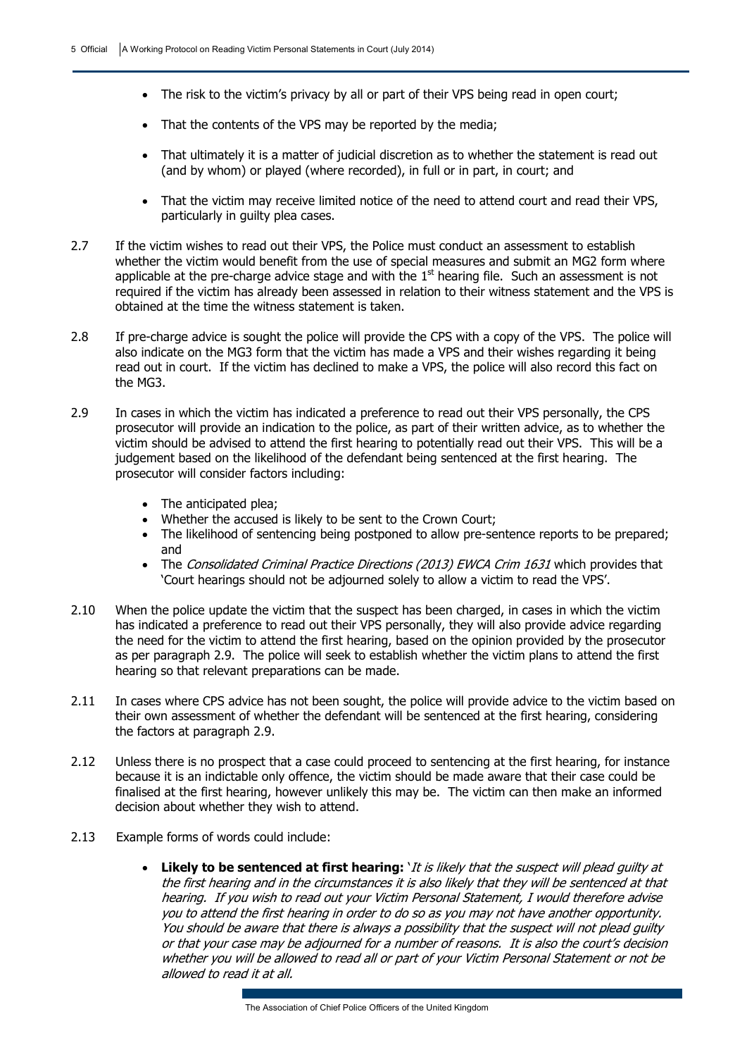- The risk to the victim's privacy by all or part of their VPS being read in open court;
- That the contents of the VPS may be reported by the media;
- That ultimately it is a matter of judicial discretion as to whether the statement is read out (and by whom) or played (where recorded), in full or in part, in court; and
- That the victim may receive limited notice of the need to attend court and read their VPS, particularly in guilty plea cases.

2.7 If the victim wishes to read out their VPS, the Police must conduct an assessment to establish whether the victim would benefit from the use of special measures and submit an MG2 form where applicable at the pre-charge advice stage and with the 1st hearing file. Such an assessment is not required if the victim has already been assessed in relation to their witness statement and the VPS is obtained at the time the witness statement is taken.

2.8 If pre-charge advice is sought the police will provide the CPS with a copy of the VPS. The police will also indicate on the MG3 form that the victim has made a VPS and their wishes regarding it being read out in court. If the victim has declined to make a VPS, the police will also record this fact on the MG3.

2.9 In cases in which the victim has indicated a preference to read out their VPS personally, the CPS prosecutor will provide an indication to the police, as part of their written advice, as to whether the victim should be advised to attend the first hearing to potentially read out their VPS. This will be a judgement based on the likelihood of the defendant being sentenced at the first hearing. The prosecutor will consider factors including:

- The anticipated plea;
- Whether the accused is likely to be sent to the Crown Court;
- The likelihood of sentencing being postponed to allow pre-sentence reports to be prepared; and
- The *Consolidated Criminal Practice Directions (2013) EWCA Crim 1631* which provides that 'Court hearings should not be adjourned solely to allow a victim to read the VPS'.

2.10 When the police update the victim that the suspect has been charged, in cases in which the victim has indicated a preference to read out their VPS personally, they will also provide advice regarding the need for the victim to attend the first hearing, based on the opinion provided by the prosecutor as per paragraph 2.9. The police will seek to establish whether the victim plans to attend the first hearing so that relevant preparations can be made.

2.11 In cases where CPS advice has not been sought, the police will provide advice to the victim based on their own assessment of whether the defendant will be sentenced at the first hearing, considering the factors at paragraph 2.9.

2.12 Unless there is no prospect that a case could proceed to sentencing at the first hearing, for instance because it is an indictable only offence, the victim should be made aware that their case could be finalised at the first hearing, however unlikely this may be. The victim can then make an informed decision about whether they wish to attend.

2.13 Example forms of words could include:

- **Likely to be sentenced at first hearing:** '*It is likely that the suspect will plead guilty at the first hearing and in the circumstances it is also likely that they will be sentenced at that hearing. If you wish to read out your Victim Personal Statement, I would therefore advise you to attend the first hearing in order to do so as you may not have another opportunity. You should be aware that there is always a possibility that the suspect will not plead guilty or that your case may be adjourned for a number of reasons. It is also the court's decision whether you will be allowed to read all or part of your Victim Personal Statement or not be allowed to read it at all.*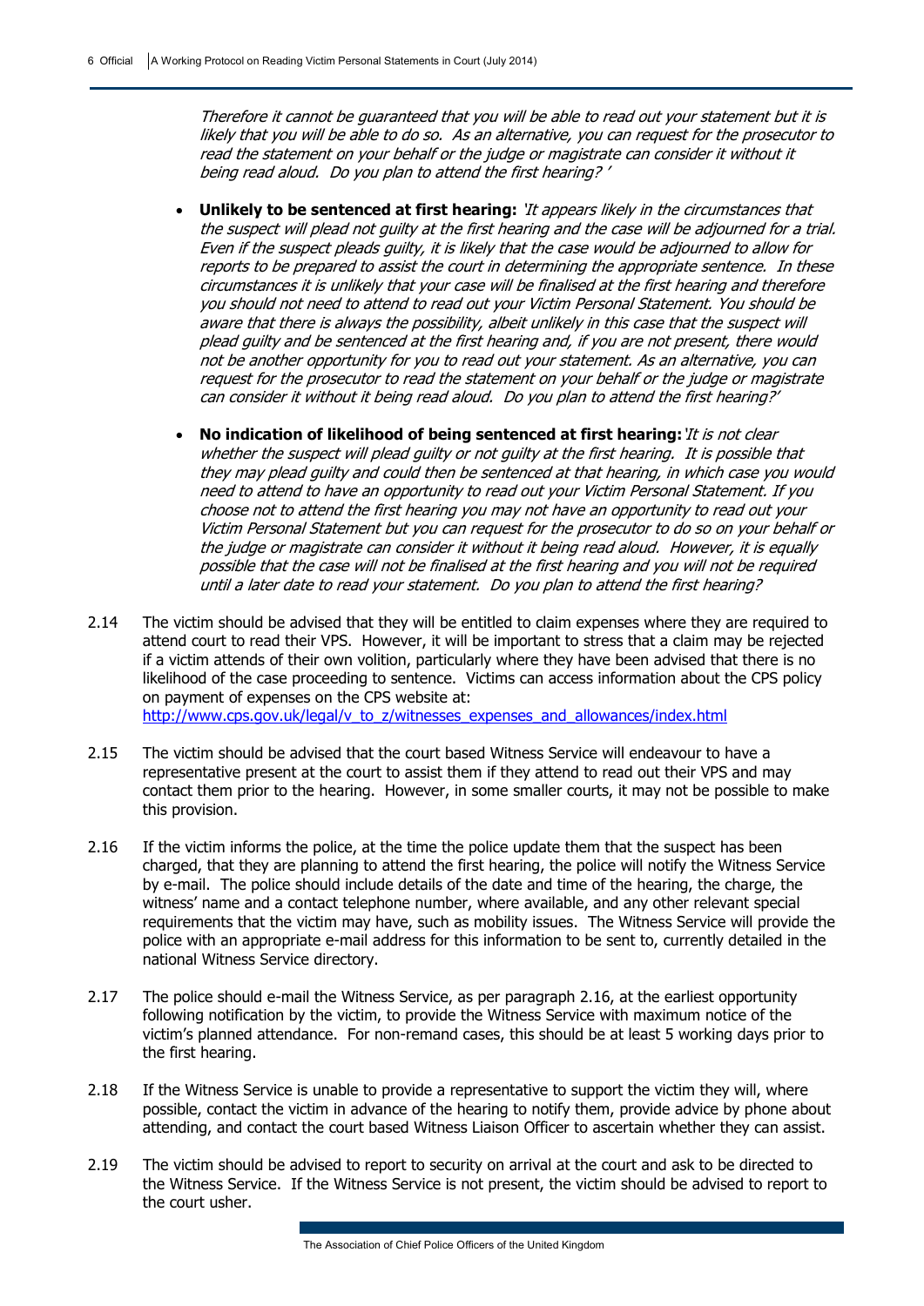*Therefore it cannot be guaranteed that you will be able to read out your statement but it is likely that you will be able to do so. As an alternative, you can request for the prosecutor to read the statement on your behalf or the judge or magistrate can consider it without it being read aloud. Do you plan to attend the first hearing? '*

- **Unlikely to be sentenced at first hearing:** *'It appears likely in the circumstances that the suspect will plead not guilty at the first hearing and the case will be adjourned for a trial. Even if the suspect pleads guilty, it is likely that the case would be adjourned to allow for reports to be prepared to assist the court in determining the appropriate sentence. In these circumstances it is unlikely that your case will be finalised at the first hearing and therefore you should not need to attend to read out your Victim Personal Statement. You should be aware that there is always the possibility, albeit unlikely in this case that the suspect will plead guilty and be sentenced at the first hearing and, if you are not present, there would not be another opportunity for you to read out your statement. As an alternative, you can request for the prosecutor to read the statement on your behalf or the judge or magistrate can consider it without it being read aloud. Do you plan to attend the first hearing?'*

- **No indication of likelihood of being sentenced at first hearing:** *'It is not clear whether the suspect will plead guilty or not guilty at the first hearing. It is possible that they may plead guilty and could then be sentenced at that hearing, in which case you would need to attend to have an opportunity to read out your Victim Personal Statement. If you choose not to attend the first hearing you may not have an opportunity to read out your Victim Personal Statement but you can request for the prosecutor to do so on your behalf or the judge or magistrate can consider it without it being read aloud. However, it is equally possible that the case will not be finalised at the first hearing and you will not be required until a later date to read your statement. Do you plan to attend the first hearing?*

2.14 The victim should be advised that they will be entitled to claim expenses where they are required to attend court to read their VPS. However, it will be important to stress that a claim may be rejected if a victim attends of their own volition, particularly where they have been advised that there is no likelihood of the case proceeding to sentence. Victims can access information about the CPS policy on payment of expenses on the CPS website at: http://www.cps.gov.uk/legal/v_to_z/witnesses_expenses_and_allowances/index.html

2.15 The victim should be advised that the court based Witness Service will endeavour to have a representative present at the court to assist them if they attend to read out their VPS and may contact them prior to the hearing. However, in some smaller courts, it may not be possible to make this provision.

2.16 If the victim informs the police, at the time the police update them that the suspect has been charged, that they are planning to attend the first hearing, the police will notify the Witness Service by e-mail. The police should include details of the date and time of the hearing, the charge, the witness' name and a contact telephone number, where available, and any other relevant special requirements that the victim may have, such as mobility issues. The Witness Service will provide the police with an appropriate e-mail address for this information to be sent to, currently detailed in the national Witness Service directory.

2.17 The police should e-mail the Witness Service, as per paragraph 2.16, at the earliest opportunity following notification by the victim, to provide the Witness Service with maximum notice of the victim's planned attendance. For non-remand cases, this should be at least 5 working days prior to the first hearing.

2.18 If the Witness Service is unable to provide a representative to support the victim they will, where possible, contact the victim in advance of the hearing to notify them, provide advice by phone about attending, and contact the court based Witness Liaison Officer to ascertain whether they can assist.

2.19 The victim should be advised to report to security on arrival at the court and ask to be directed to the Witness Service. If the Witness Service is not present, the victim should be advised to report to the court usher.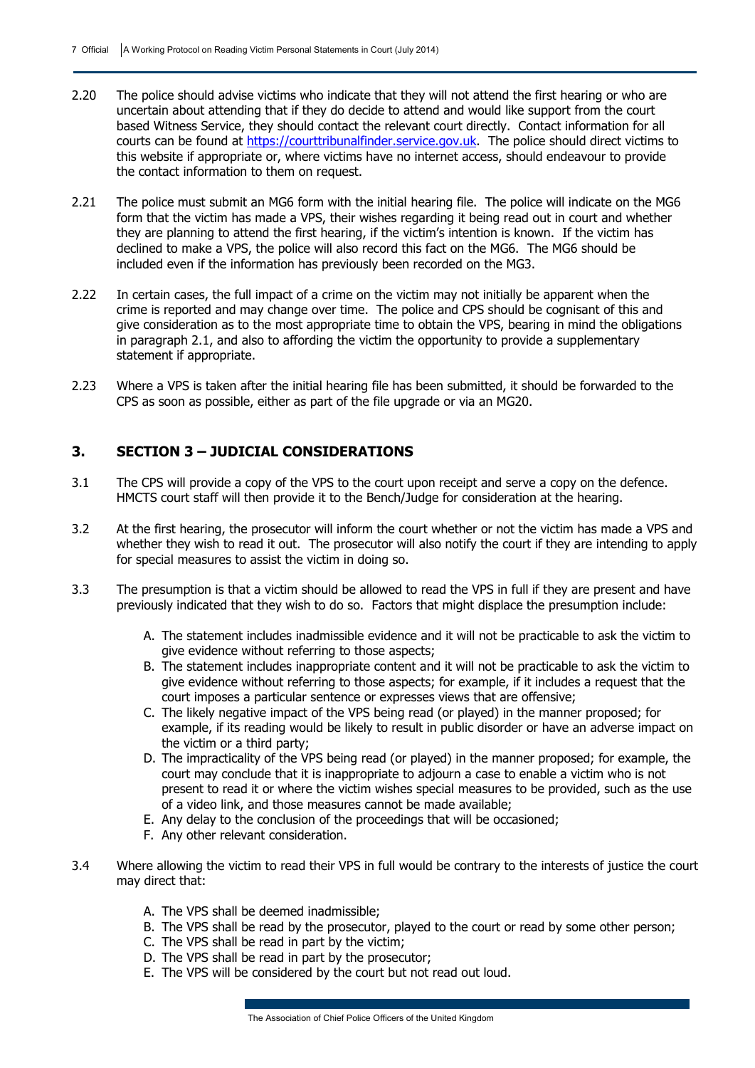2.20 The police should advise victims who indicate that they will not attend the first hearing or who are uncertain about attending that if they do decide to attend and would like support from the court based Witness Service, they should contact the relevant court directly. Contact information for all courts can be found at https://courttribunalfinder.service.gov.uk. The police should direct victims to this website if appropriate or, where victims have no internet access, should endeavour to provide the contact information to them on request.

2.21 The police must submit an MG6 form with the initial hearing file. The police will indicate on the MG6 form that the victim has made a VPS, their wishes regarding it being read out in court and whether they are planning to attend the first hearing, if the victim's intention is known. If the victim has declined to make a VPS, the police will also record this fact on the MG6. The MG6 should be included even if the information has previously been recorded on the MG3.

2.22 In certain cases, the full impact of a crime on the victim may not initially be apparent when the crime is reported and may change over time. The police and CPS should be cognisant of this and give consideration as to the most appropriate time to obtain the VPS, bearing in mind the obligations in paragraph 2.1, and also to affording the victim the opportunity to provide a supplementary statement if appropriate.

2.23 Where a VPS is taken after the initial hearing file has been submitted, it should be forwarded to the CPS as soon as possible, either as part of the file upgrade or via an MG20.

## 3. SECTION 3 – JUDICIAL CONSIDERATIONS

3.1 The CPS will provide a copy of the VPS to the court upon receipt and serve a copy on the defence. HMCTS court staff will then provide it to the Bench/Judge for consideration at the hearing.

3.2 At the first hearing, the prosecutor will inform the court whether or not the victim has made a VPS and whether they wish to read it out. The prosecutor will also notify the court if they are intending to apply for special measures to assist the victim in doing so.

3.3 The presumption is that a victim should be allowed to read the VPS in full if they are present and have previously indicated that they wish to do so. Factors that might displace the presumption include:

A. The statement includes inadmissible evidence and it will not be practicable to ask the victim to give evidence without referring to those aspects;
B. The statement includes inappropriate content and it will not be practicable to ask the victim to give evidence without referring to those aspects; for example, if it includes a request that the court imposes a particular sentence or expresses views that are offensive;
C. The likely negative impact of the VPS being read (or played) in the manner proposed; for example, if its reading would be likely to result in public disorder or have an adverse impact on the victim or a third party;
D. The impracticality of the VPS being read (or played) in the manner proposed; for example, the court may conclude that it is inappropriate to adjourn a case to enable a victim who is not present to read it or where the victim wishes special measures to be provided, such as the use of a video link, and those measures cannot be made available;
E. Any delay to the conclusion of the proceedings that will be occasioned;
F. Any other relevant consideration.

3.4 Where allowing the victim to read their VPS in full would be contrary to the interests of justice the court may direct that:

A. The VPS shall be deemed inadmissible;
B. The VPS shall be read by the prosecutor, played to the court or read by some other person;
C. The VPS shall be read in part by the victim;
D. The VPS shall be read in part by the prosecutor;
E. The VPS will be considered by the court but not read out loud.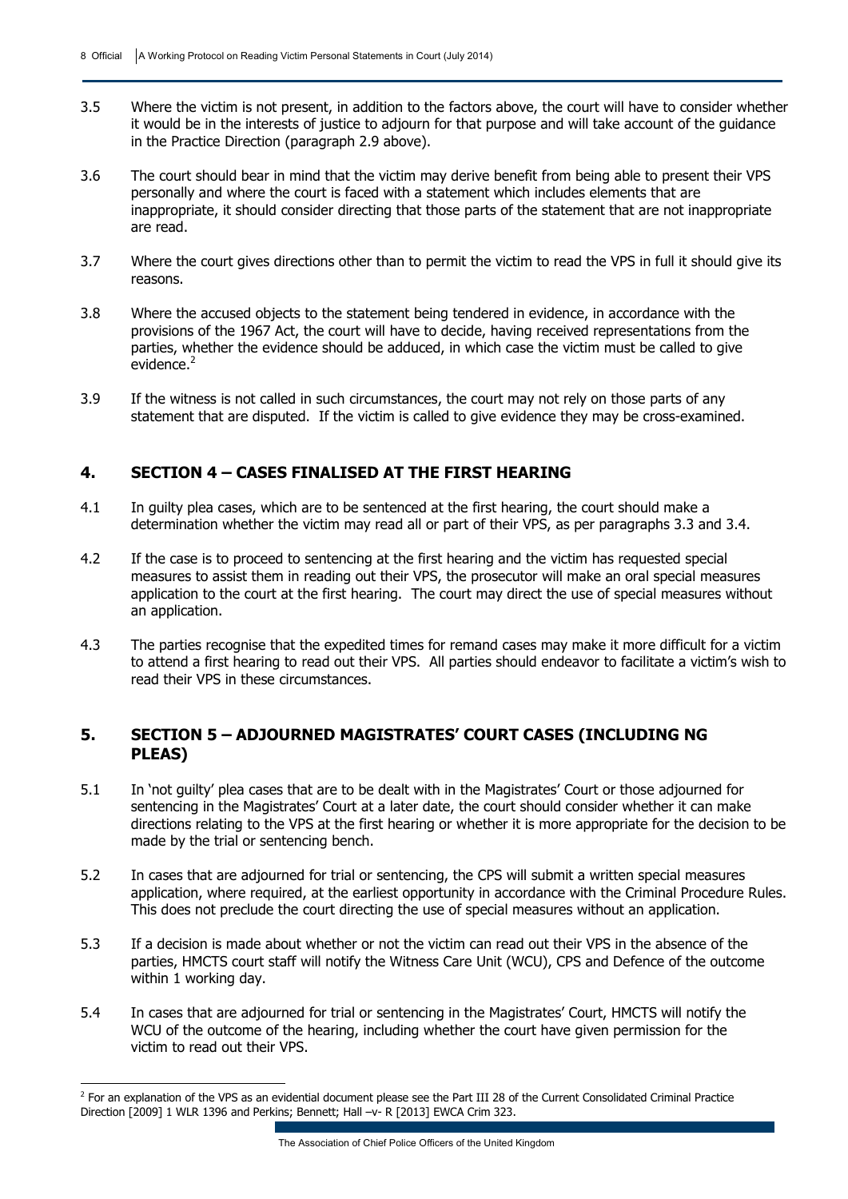3.5 Where the victim is not present, in addition to the factors above, the court will have to consider whether it would be in the interests of justice to adjourn for that purpose and will take account of the guidance in the Practice Direction (paragraph 2.9 above).

3.6 The court should bear in mind that the victim may derive benefit from being able to present their VPS personally and where the court is faced with a statement which includes elements that are inappropriate, it should consider directing that those parts of the statement that are not inappropriate are read.

3.7 Where the court gives directions other than to permit the victim to read the VPS in full it should give its reasons.

3.8 Where the accused objects to the statement being tendered in evidence, in accordance with the provisions of the 1967 Act, the court will have to decide, having received representations from the parties, whether the evidence should be adduced, in which case the victim must be called to give evidence.[2]

3.9 If the witness is not called in such circumstances, the court may not rely on those parts of any statement that are disputed. If the victim is called to give evidence they may be cross-examined.

## 4. SECTION 4 – CASES FINALISED AT THE FIRST HEARING

4.1 In guilty plea cases, which are to be sentenced at the first hearing, the court should make a determination whether the victim may read all or part of their VPS, as per paragraphs 3.3 and 3.4.

4.2 If the case is to proceed to sentencing at the first hearing and the victim has requested special measures to assist them in reading out their VPS, the prosecutor will make an oral special measures application to the court at the first hearing. The court may direct the use of special measures without an application.

4.3 The parties recognise that the expedited times for remand cases may make it more difficult for a victim to attend a first hearing to read out their VPS. All parties should endeavor to facilitate a victim's wish to read their VPS in these circumstances.

## 5. SECTION 5 – ADJOURNED MAGISTRATES' COURT CASES (INCLUDING NG PLEAS)

5.1 In 'not guilty' plea cases that are to be dealt with in the Magistrates' Court or those adjourned for sentencing in the Magistrates' Court at a later date, the court should consider whether it can make directions relating to the VPS at the first hearing or whether it is more appropriate for the decision to be made by the trial or sentencing bench.

5.2 In cases that are adjourned for trial or sentencing, the CPS will submit a written special measures application, where required, at the earliest opportunity in accordance with the Criminal Procedure Rules. This does not preclude the court directing the use of special measures without an application.

5.3 If a decision is made about whether or not the victim can read out their VPS in the absence of the parties, HMCTS court staff will notify the Witness Care Unit (WCU), CPS and Defence of the outcome within 1 working day.

5.4 In cases that are adjourned for trial or sentencing in the Magistrates' Court, HMCTS will notify the WCU of the outcome of the hearing, including whether the court have given permission for the victim to read out their VPS.

---

[2] For an explanation of the VPS as an evidential document please see the Part III 28 of the Current Consolidated Criminal Practice Direction [2009] 1 WLR 1396 and Perkins; Bennett; Hall –v- R [2013] EWCA Crim 323.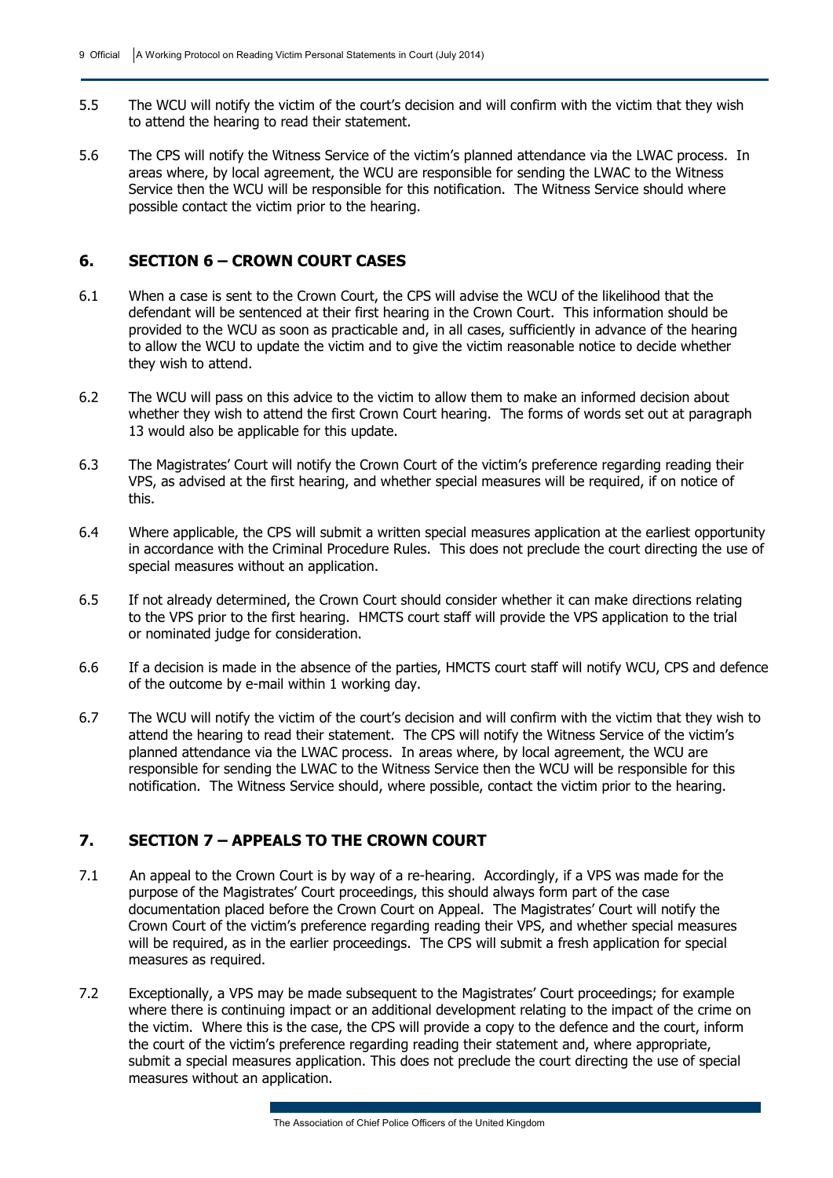5.5 The WCU will notify the victim of the court's decision and will confirm with the victim that they wish to attend the hearing to read their statement.

5.6 The CPS will notify the Witness Service of the victim's planned attendance via the LWAC process. In areas where, by local agreement, the WCU are responsible for sending the LWAC to the Witness Service then the WCU will be responsible for this notification. The Witness Service should where possible contact the victim prior to the hearing.

## 6. SECTION 6 – CROWN COURT CASES

6.1 When a case is sent to the Crown Court, the CPS will advise the WCU of the likelihood that the defendant will be sentenced at their first hearing in the Crown Court. This information should be provided to the WCU as soon as practicable and, in all cases, sufficiently in advance of the hearing to allow the WCU to update the victim and to give the victim reasonable notice to decide whether they wish to attend.

6.2 The WCU will pass on this advice to the victim to allow them to make an informed decision about whether they wish to attend the first Crown Court hearing. The forms of words set out at paragraph 13 would also be applicable for this update.

6.3 The Magistrates' Court will notify the Crown Court of the victim's preference regarding reading their VPS, as advised at the first hearing, and whether special measures will be required, if on notice of this.

6.4 Where applicable, the CPS will submit a written special measures application at the earliest opportunity in accordance with the Criminal Procedure Rules. This does not preclude the court directing the use of special measures without an application.

6.5 If not already determined, the Crown Court should consider whether it can make directions relating to the VPS prior to the first hearing. HMCTS court staff will provide the VPS application to the trial or nominated judge for consideration.

6.6 If a decision is made in the absence of the parties, HMCTS court staff will notify WCU, CPS and defence of the outcome by e-mail within 1 working day.

6.7 The WCU will notify the victim of the court's decision and will confirm with the victim that they wish to attend the hearing to read their statement. The CPS will notify the Witness Service of the victim's planned attendance via the LWAC process. In areas where, by local agreement, the WCU are responsible for sending the LWAC to the Witness Service then the WCU will be responsible for this notification. The Witness Service should, where possible, contact the victim prior to the hearing.

## 7. SECTION 7 – APPEALS TO THE CROWN COURT

7.1 An appeal to the Crown Court is by way of a re-hearing. Accordingly, if a VPS was made for the purpose of the Magistrates' Court proceedings, this should always form part of the case documentation placed before the Crown Court on Appeal. The Magistrates' Court will notify the Crown Court of the victim's preference regarding reading their VPS, and whether special measures will be required, as in the earlier proceedings. The CPS will submit a fresh application for special measures as required.

7.2 Exceptionally, a VPS may be made subsequent to the Magistrates' Court proceedings; for example where there is continuing impact or an additional development relating to the impact of the crime on the victim. Where this is the case, the CPS will provide a copy to the defence and the court, inform the court of the victim's preference regarding reading their statement and, where appropriate, submit a special measures application. This does not preclude the court directing the use of special measures without an application.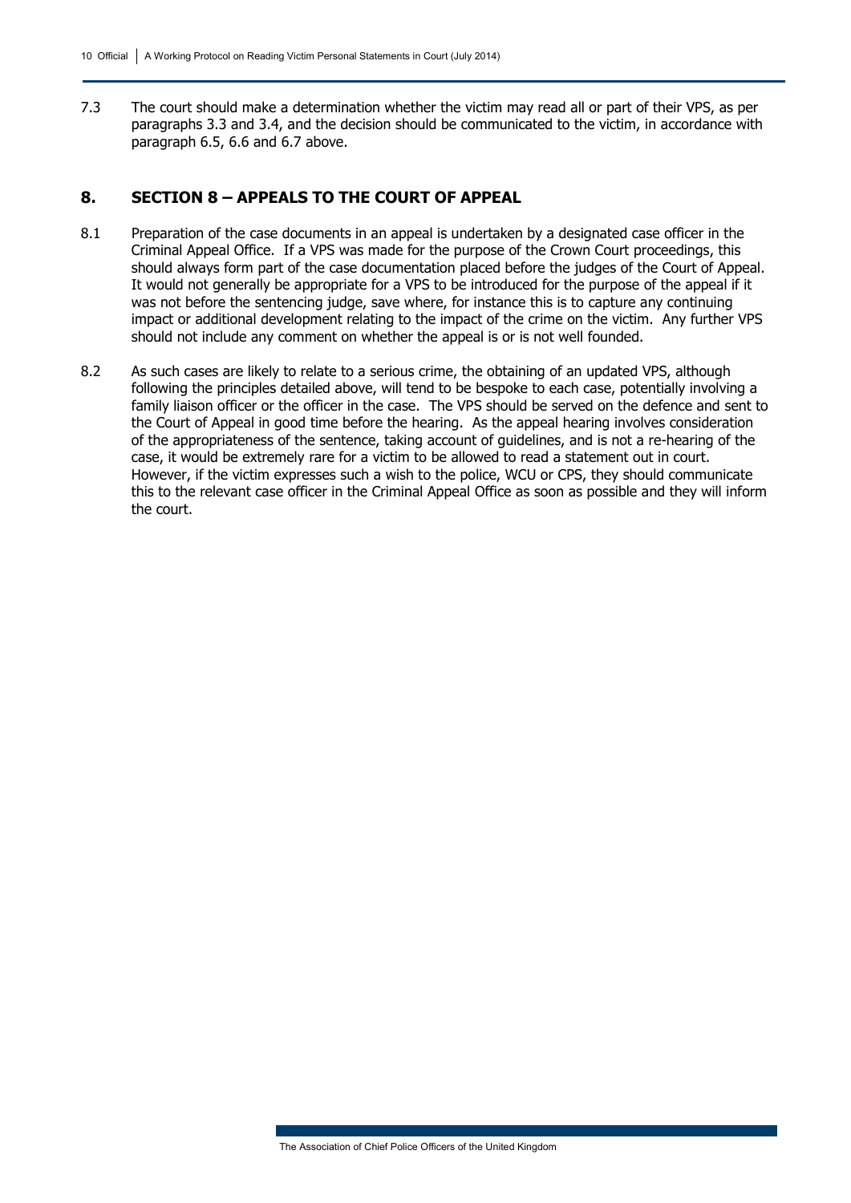7.3 The court should make a determination whether the victim may read all or part of their VPS, as per paragraphs 3.3 and 3.4, and the decision should be communicated to the victim, in accordance with paragraph 6.5, 6.6 and 6.7 above.

## 8. SECTION 8 – APPEALS TO THE COURT OF APPEAL

8.1 Preparation of the case documents in an appeal is undertaken by a designated case officer in the Criminal Appeal Office. If a VPS was made for the purpose of the Crown Court proceedings, this should always form part of the case documentation placed before the judges of the Court of Appeal. It would not generally be appropriate for a VPS to be introduced for the purpose of the appeal if it was not before the sentencing judge, save where, for instance this is to capture any continuing impact or additional development relating to the impact of the crime on the victim. Any further VPS should not include any comment on whether the appeal is or is not well founded.

8.2 As such cases are likely to relate to a serious crime, the obtaining of an updated VPS, although following the principles detailed above, will tend to be bespoke to each case, potentially involving a family liaison officer or the officer in the case. The VPS should be served on the defence and sent to the Court of Appeal in good time before the hearing. As the appeal hearing involves consideration of the appropriateness of the sentence, taking account of guidelines, and is not a re-hearing of the case, it would be extremely rare for a victim to be allowed to read a statement out in court. However, if the victim expresses such a wish to the police, WCU or CPS, they should communicate this to the relevant case officer in the Criminal Appeal Office as soon as possible and they will inform the court.